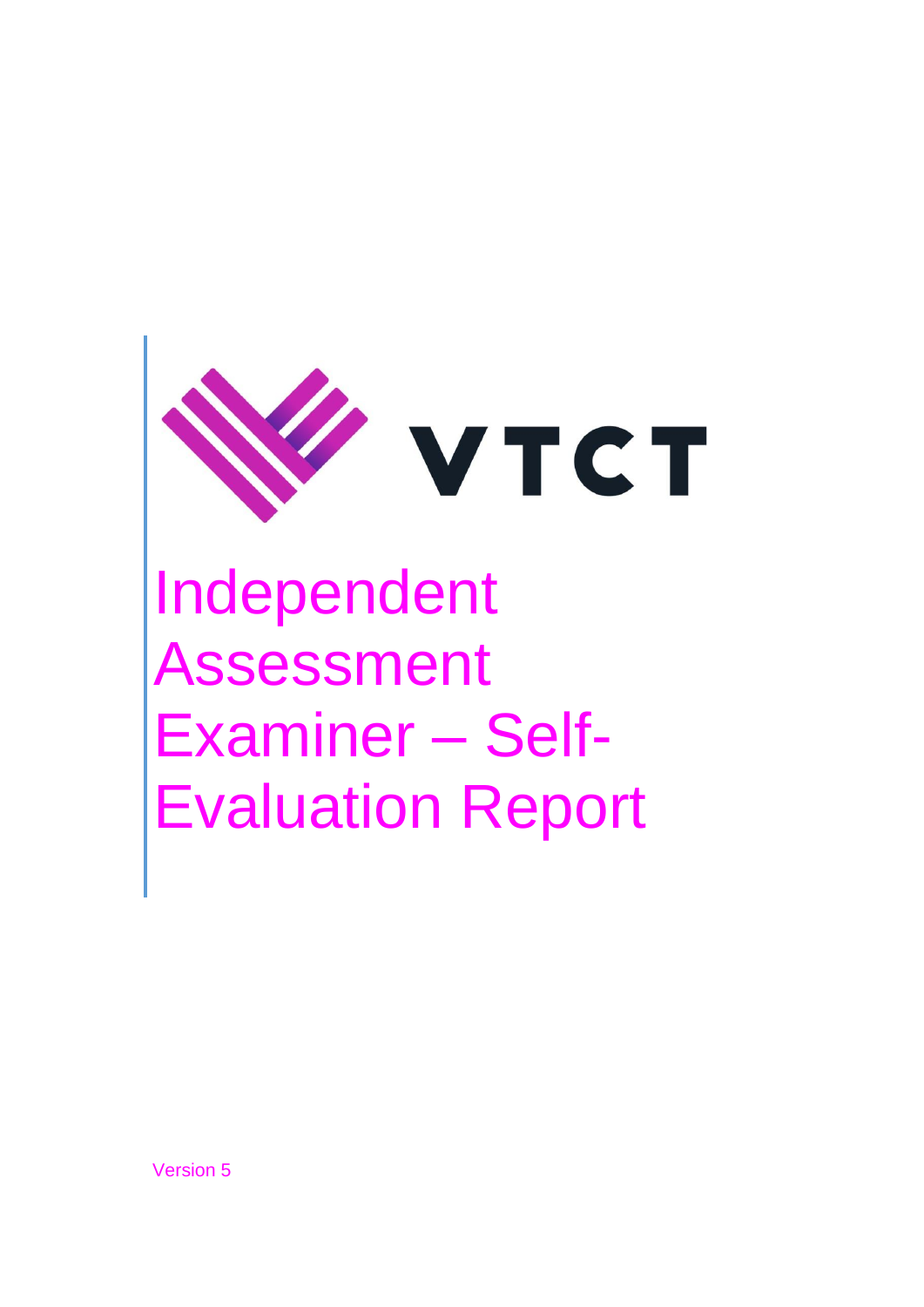VTCT

# Independent Assessment Examiner – Self-Evaluation Report

Version 5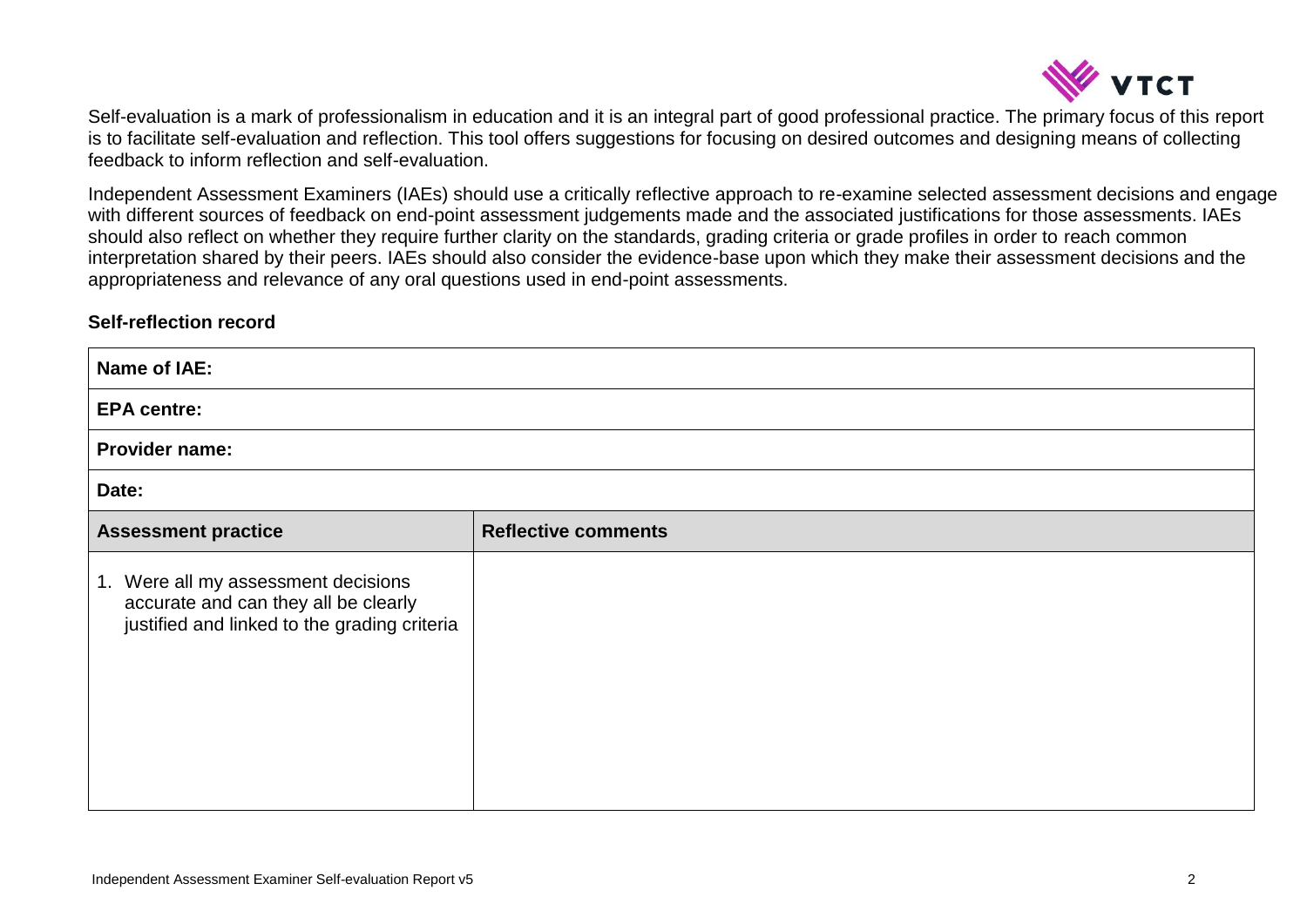Self-evaluation is a mark of professionalism in education and it is an integral part of good professional practice. The primary focus of this report is to facilitate self-evaluation and reflection. This tool offers suggestions for focusing on desired outcomes and designing means of collecting feedback to inform reflection and self-evaluation.

Independent Assessment Examiners (IAEs) should use a critically reflective approach to re-examine selected assessment decisions and engage with different sources of feedback on end-point assessment judgements made and the associated justifications for those assessments. IAEs should also reflect on whether they require further clarity on the standards, grading criteria or grade profiles in order to reach common interpretation shared by their peers. IAEs should also consider the evidence-base upon which they make their assessment decisions and the appropriateness and relevance of any oral questions used in end-point assessments.

**Self-reflection record**

| | |
|---|---|
| **Name of IAE:** | |
| **EPA centre:** | |
| **Provider name:** | |
| **Date:** | |
| **Assessment practice** | **Reflective comments** |
| 1. Were all my assessment decisions accurate and can they all be clearly justified and linked to the grading criteria | |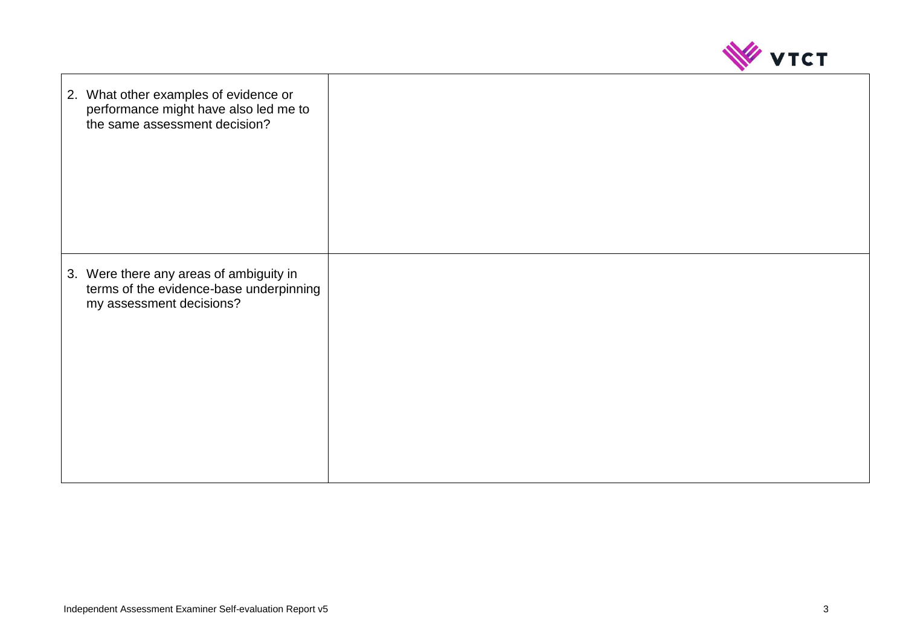| | |
|---|---|
| 2. What other examples of evidence or performance might have also led me to the same assessment decision? | |
| 3. Were there any areas of ambiguity in terms of the evidence-base underpinning my assessment decisions? | |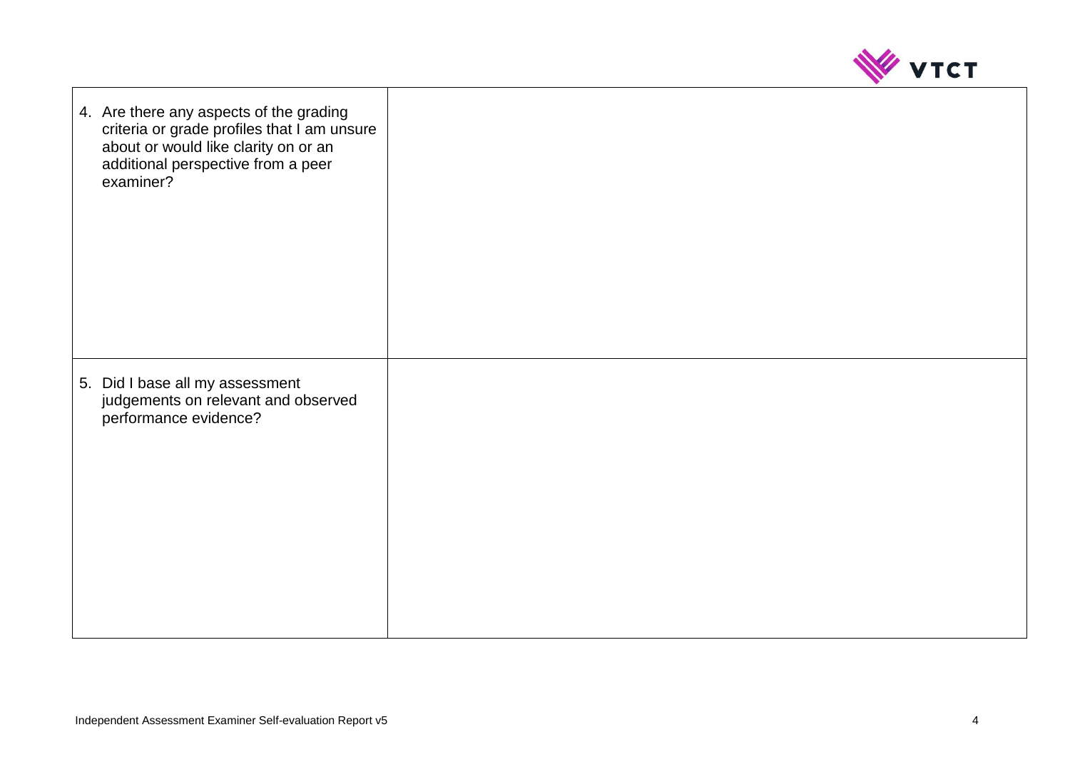| | |
|---|---|
| 4. Are there any aspects of the grading criteria or grade profiles that I am unsure about or would like clarity on or an additional perspective from a peer examiner? | |
| 5. Did I base all my assessment judgements on relevant and observed performance evidence? | |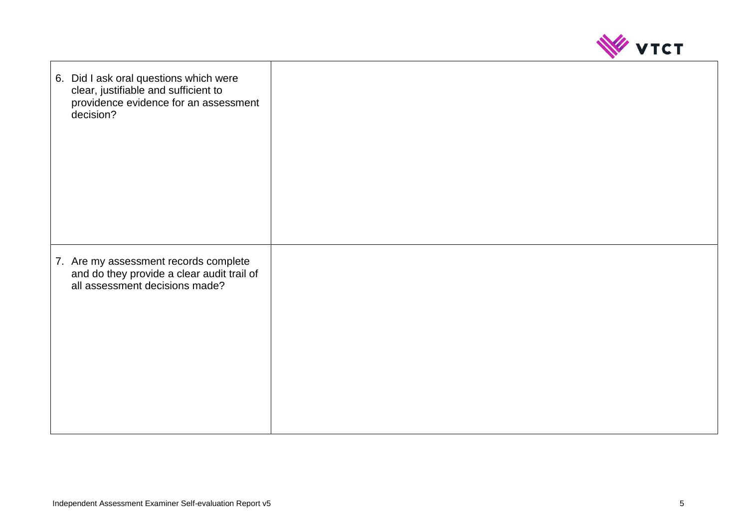| | |
|---|---|
| 6. Did I ask oral questions which were clear, justifiable and sufficient to providence evidence for an assessment decision? | |
| 7. Are my assessment records complete and do they provide a clear audit trail of all assessment decisions made? | |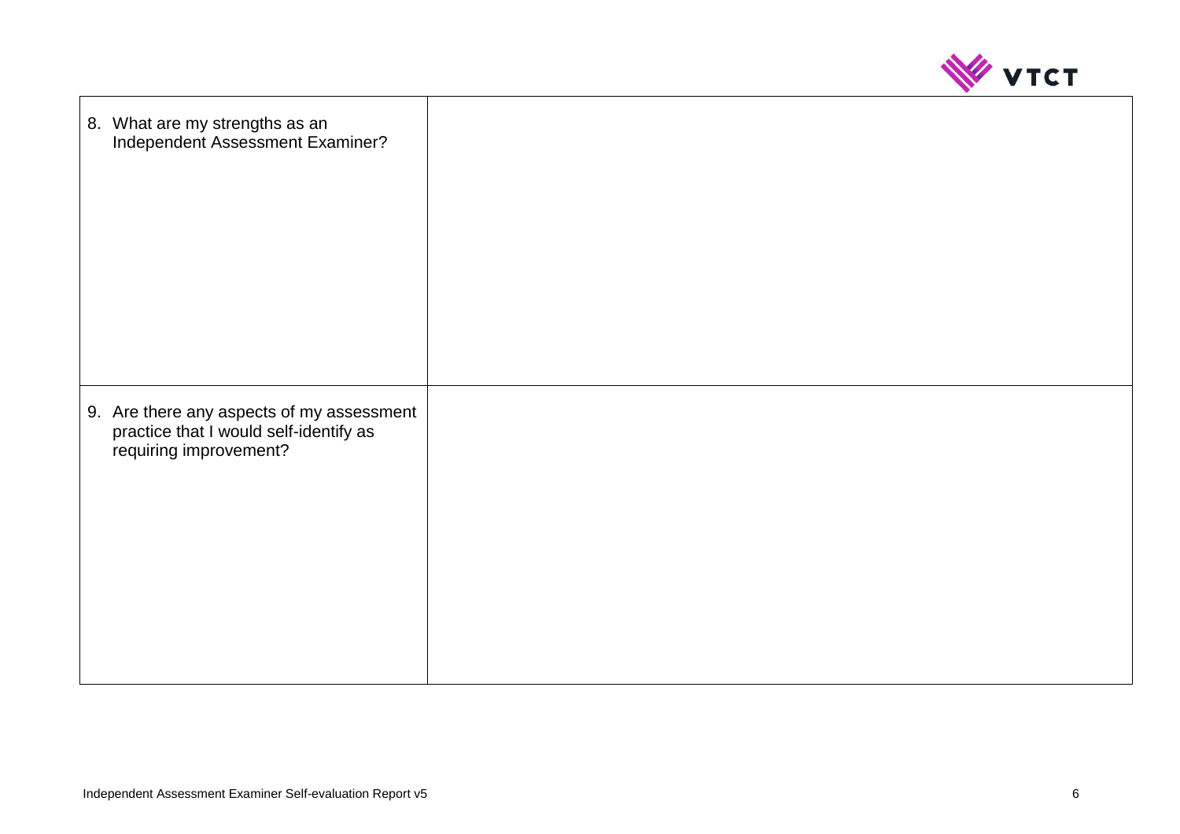| | |
|---|---|
| 8. What are my strengths as an Independent Assessment Examiner? | |
| 9. Are there any aspects of my assessment practice that I would self-identify as requiring improvement? | |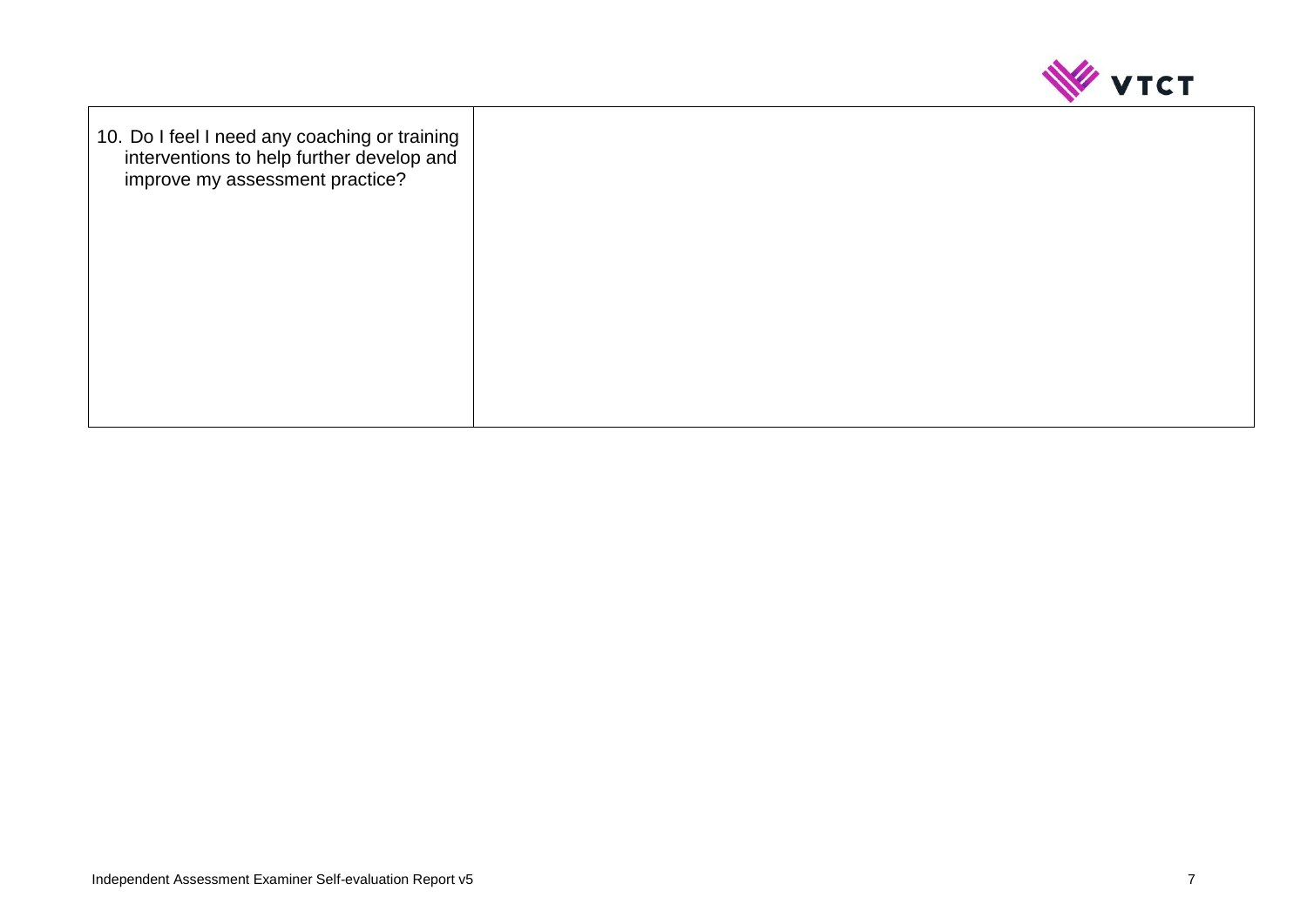| | |
|---|---|
| 10. Do I feel I need any coaching or training interventions to help further develop and improve my assessment practice? | |